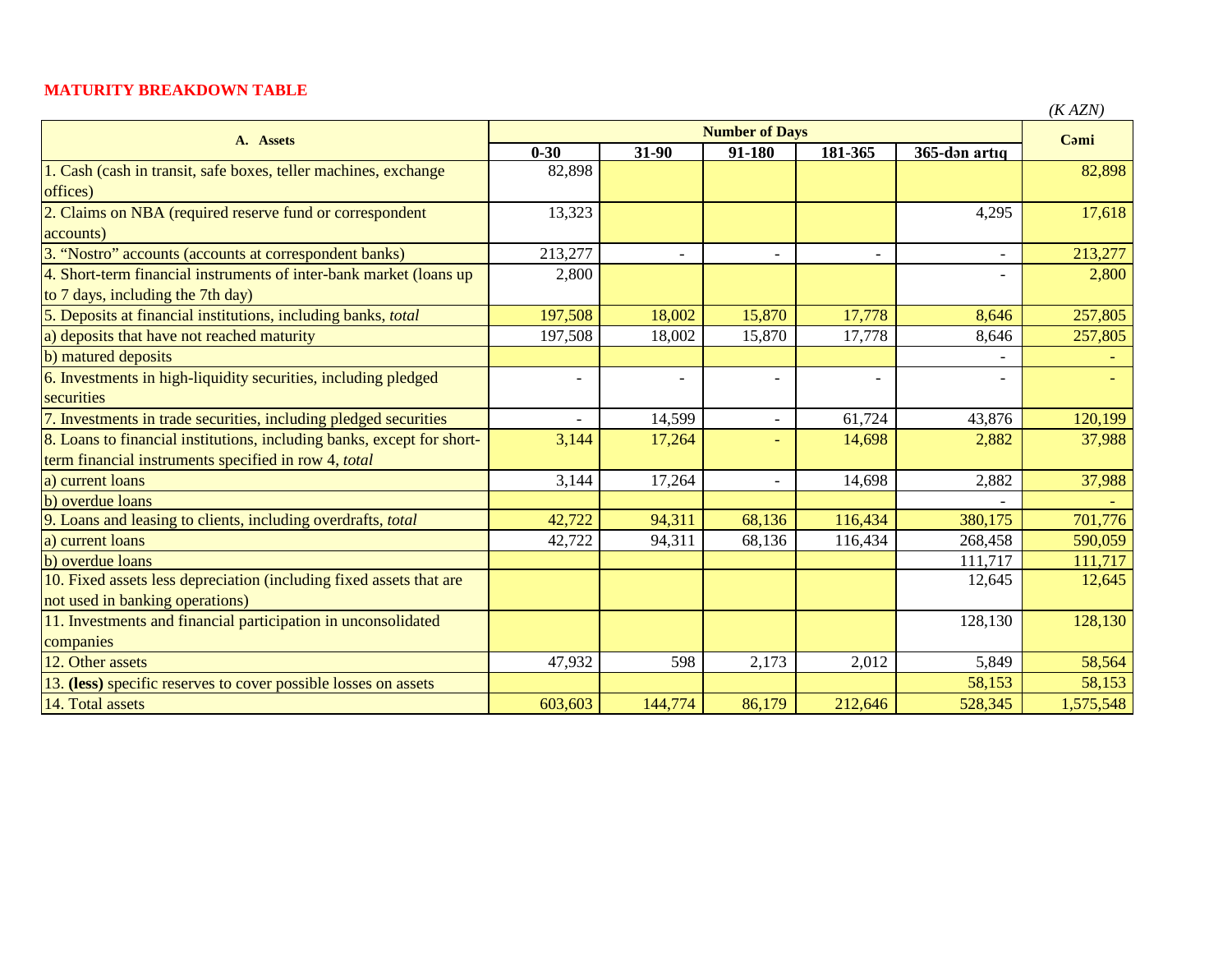**MATURITY BREAKDOWN TABLE**

*(K AZN)*

| A. Assets | Number of Days | | | | | Cəmi |
|---|---|---|---|---|---|---|
| | 0-30 | 31-90 | 91-180 | 181-365 | 365-dən artıq | |
| 1. Cash (cash in transit, safe boxes, teller machines, exchange offices) | 82,898 | | | | | 82,898 |
| 2. Claims on NBA (required reserve fund or correspondent accounts) | 13,323 | | | | 4,295 | 17,618 |
| 3. "Nostro" accounts (accounts at correspondent banks) | 213,277 | - | - | - | - | 213,277 |
| 4. Short-term financial instruments of inter-bank market (loans up to 7 days, including the 7th day) | 2,800 | | | | - | 2,800 |
| 5. Deposits at financial institutions, including banks, *total* | 197,508 | 18,002 | 15,870 | 17,778 | 8,646 | 257,805 |
| a) deposits that have not reached maturity | 197,508 | 18,002 | 15,870 | 17,778 | 8,646 | 257,805 |
| b) matured deposits | | | | | - | - |
| 6. Investments in high-liquidity securities, including pledged securities | - | - | - | - | - | - |
| 7. Investments in trade securities, including pledged securities | - | 14,599 | - | 61,724 | 43,876 | 120,199 |
| 8. Loans to financial institutions, including banks, except for short-term financial instruments specified in row 4, *total* | 3,144 | 17,264 | - | 14,698 | 2,882 | 37,988 |
| a) current loans | 3,144 | 17,264 | - | 14,698 | 2,882 | 37,988 |
| b) overdue loans | | | | | - | - |
| 9. Loans and leasing to clients, including overdrafts, *total* | 42,722 | 94,311 | 68,136 | 116,434 | 380,175 | 701,776 |
| a) current loans | 42,722 | 94,311 | 68,136 | 116,434 | 268,458 | 590,059 |
| b) overdue loans | | | | | 111,717 | 111,717 |
| 10. Fixed assets less depreciation (including fixed assets that are not used in banking operations) | | | | | 12,645 | 12,645 |
| 11. Investments and financial participation in unconsolidated companies | | | | | 128,130 | 128,130 |
| 12. Other assets | 47,932 | 598 | 2,173 | 2,012 | 5,849 | 58,564 |
| 13. **(less)** specific reserves to cover possible losses on assets | | | | | 58,153 | 58,153 |
| 14. Total assets | 603,603 | 144,774 | 86,179 | 212,646 | 528,345 | 1,575,548 |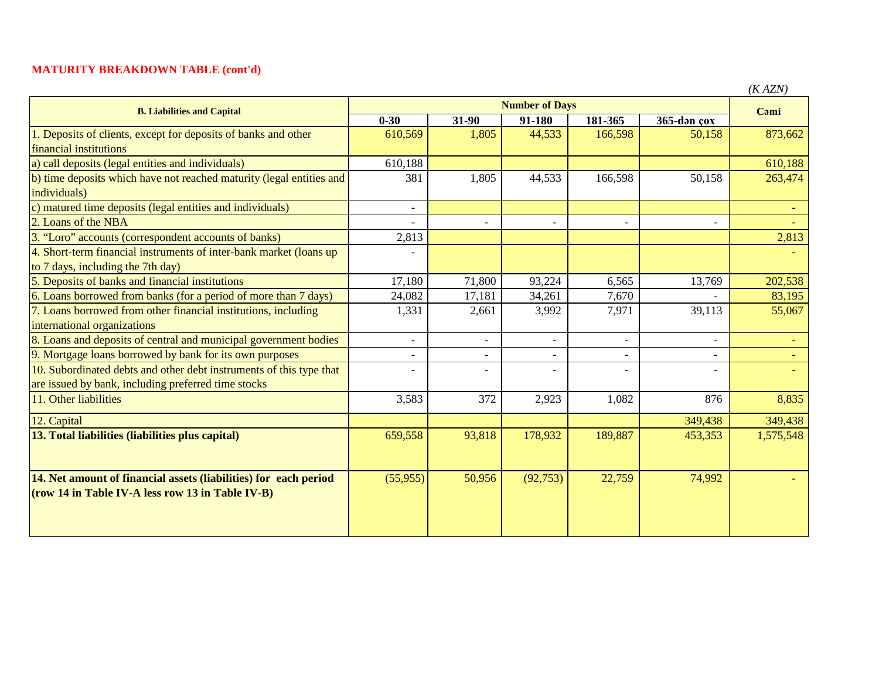**MATURITY BREAKDOWN TABLE (cont'd)**

*(K AZN)*

| B. Liabilities and Capital | Number of Days | | | | | Cəmi |
|---|---|---|---|---|---|---|
| | 0-30 | 31-90 | 91-180 | 181-365 | 365-dən çox | |
| 1. Deposits of clients, except for deposits of banks and other financial institutions | 610,569 | 1,805 | 44,533 | 166,598 | 50,158 | 873,662 |
| a) call deposits (legal entities and individuals) | 610,188 | | | | | 610,188 |
| b) time deposits which have not reached maturity (legal entities and individuals) | 381 | 1,805 | 44,533 | 166,598 | 50,158 | 263,474 |
| c) matured time deposits (legal entities and individuals) | - | | | | | - |
| 2. Loans of the NBA | - | - | - | - | - | - |
| 3. "Loro" accounts (correspondent accounts of banks) | 2,813 | | | | | 2,813 |
| 4. Short-term financial instruments of inter-bank market (loans up to 7 days, including the 7th day) | - | | | | | - |
| 5. Deposits of banks and financial institutions | 17,180 | 71,800 | 93,224 | 6,565 | 13,769 | 202,538 |
| 6. Loans borrowed from banks (for a period of more than 7 days) | 24,082 | 17,181 | 34,261 | 7,670 | - | 83,195 |
| 7. Loans borrowed from other financial institutions, including international organizations | 1,331 | 2,661 | 3,992 | 7,971 | 39,113 | 55,067 |
| 8. Loans and deposits of central and municipal government bodies | - | - | - | - | - | - |
| 9. Mortgage loans borrowed by bank for its own purposes | - | - | - | - | - | - |
| 10. Subordinated debts and other debt instruments of this type that are issued by bank, including preferred time stocks | - | - | - | - | - | - |
| 11. Other liabilities | 3,583 | 372 | 2,923 | 1,082 | 876 | 8,835 |
| 12. Capital | | | | | 349,438 | 349,438 |
| **13. Total liabilities (liabilities plus capital)** | 659,558 | 93,818 | 178,932 | 189,887 | 453,353 | 1,575,548 |
| **14. Net amount of financial assets (liabilities) for each period (row 14 in Table IV-A less row 13 in Table IV-B)** | (55,955) | 50,956 | (92,753) | 22,759 | 74,992 | - |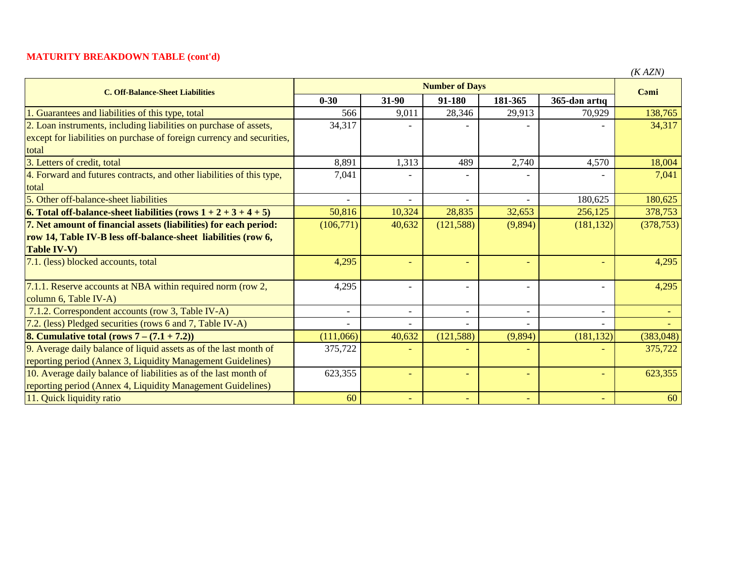**MATURITY BREAKDOWN TABLE (cont'd)**

*(K AZN)*

| C. Off-Balance-Sheet Liabilities | Number of Days | | | | | Cəmi |
|---|---|---|---|---|---|---|
| | 0-30 | 31-90 | 91-180 | 181-365 | 365-dən artıq | |
| 1. Guarantees and liabilities of this type, total | 566 | 9,011 | 28,346 | 29,913 | 70,929 | 138,765 |
| 2. Loan instruments, including liabilities on purchase of assets, except for liabilities on purchase of foreign currency and securities, total | 34,317 | - | - | - | - | 34,317 |
| 3. Letters of credit, total | 8,891 | 1,313 | 489 | 2,740 | 4,570 | 18,004 |
| 4. Forward and futures contracts, and other liabilities of this type, total | 7,041 | - | - | - | - | 7,041 |
| 5. Other off-balance-sheet liabilities | - | - | - | - | 180,625 | 180,625 |
| **6. Total off-balance-sheet liabilities (rows 1 + 2 + 3 + 4 + 5)** | 50,816 | 10,324 | 28,835 | 32,653 | 256,125 | 378,753 |
| **7. Net amount of financial assets (liabilities) for each period: row 14, Table IV-B less off-balance-sheet liabilities (row 6, Table IV-V)** | (106,771) | 40,632 | (121,588) | (9,894) | (181,132) | (378,753) |
| 7.1. (less) blocked accounts, total | 4,295 | - | - | - | - | 4,295 |
| 7.1.1. Reserve accounts at NBA within required norm (row 2, column 6, Table IV-A) | 4,295 | - | - | - | - | 4,295 |
| 7.1.2. Correspondent accounts (row 3, Table IV-A) | - | - | - | - | - | - |
| 7.2. (less) Pledged securities (rows 6 and 7, Table IV-A) | - | - | - | - | - | - |
| **8. Cumulative total (rows 7 – (7.1 + 7.2))** | (111,066) | 40,632 | (121,588) | (9,894) | (181,132) | (383,048) |
| 9. Average daily balance of liquid assets as of the last month of reporting period (Annex 3, Liquidity Management Guidelines) | 375,722 | - | - | - | - | 375,722 |
| 10. Average daily balance of liabilities as of the last month of reporting period (Annex 4, Liquidity Management Guidelines) | 623,355 | - | - | - | - | 623,355 |
| 11. Quick liquidity ratio | 60 | - | - | - | - | 60 |